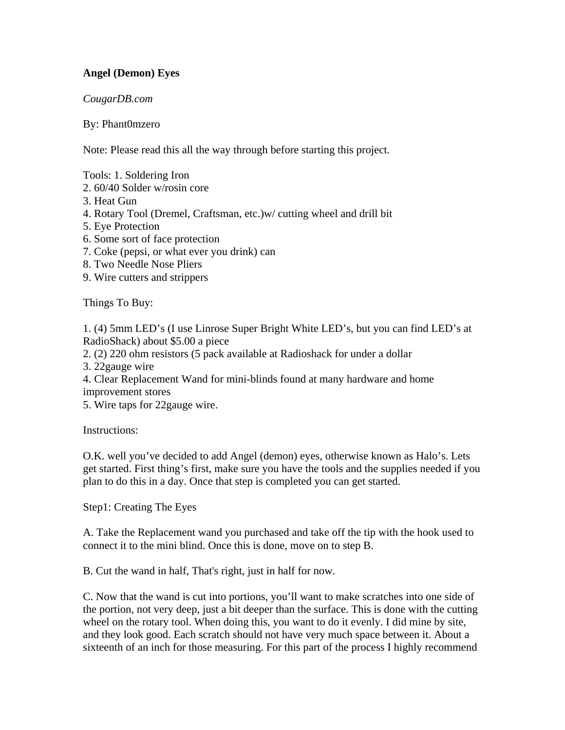**Angel (Demon) Eyes**

*CougarDB.com*

By: Phant0mzero

Note: Please read this all the way through before starting this project.

Tools: 1. Soldering Iron
2. 60/40 Solder w/rosin core
3. Heat Gun
4. Rotary Tool (Dremel, Craftsman, etc.)w/ cutting wheel and drill bit
5. Eye Protection
6. Some sort of face protection
7. Coke (pepsi, or what ever you drink) can
8. Two Needle Nose Pliers
9. Wire cutters and strippers

Things To Buy:

1. (4) 5mm LED's (I use Linrose Super Bright White LED's, but you can find LED's at RadioShack) about $5.00 a piece
2. (2) 220 ohm resistors (5 pack available at Radioshack for under a dollar
3. 22gauge wire
4. Clear Replacement Wand for mini-blinds found at many hardware and home improvement stores
5. Wire taps for 22gauge wire.

Instructions:

O.K. well you've decided to add Angel (demon) eyes, otherwise known as Halo's. Lets get started. First thing's first, make sure you have the tools and the supplies needed if you plan to do this in a day. Once that step is completed you can get started.

Step1: Creating The Eyes

A. Take the Replacement wand you purchased and take off the tip with the hook used to connect it to the mini blind. Once this is done, move on to step B.

B. Cut the wand in half, That's right, just in half for now.

C. Now that the wand is cut into portions, you'll want to make scratches into one side of the portion, not very deep, just a bit deeper than the surface. This is done with the cutting wheel on the rotary tool. When doing this, you want to do it evenly. I did mine by site, and they look good. Each scratch should not have very much space between it. About a sixteenth of an inch for those measuring. For this part of the process I highly recommend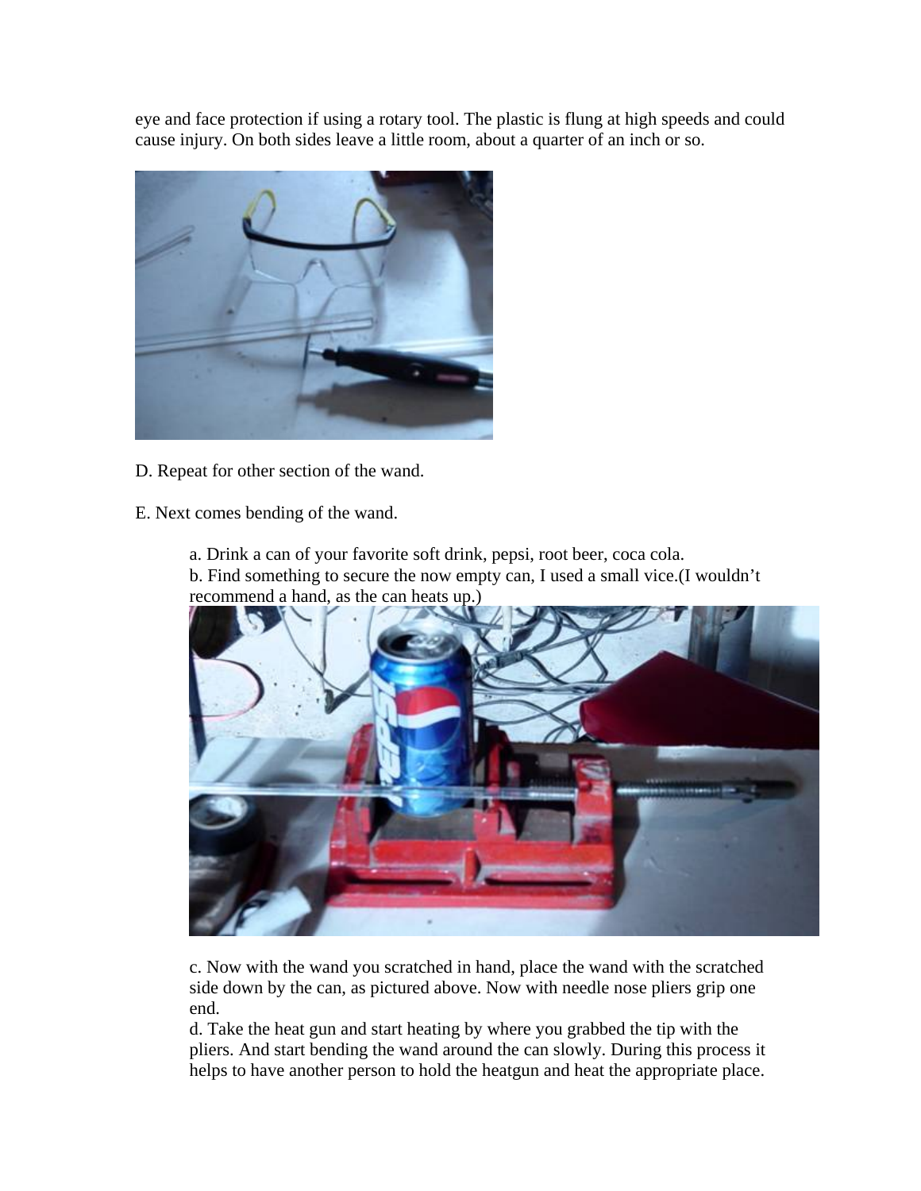eye and face protection if using a rotary tool. The plastic is flung at high speeds and could cause injury. On both sides leave a little room, about a quarter of an inch or so.

D. Repeat for other section of the wand.

E. Next comes bending of the wand.

a. Drink a can of your favorite soft drink, pepsi, root beer, coca cola.
b. Find something to secure the now empty can, I used a small vice.(I wouldn't recommend a hand, as the can heats up.)

c. Now with the wand you scratched in hand, place the wand with the scratched side down by the can, as pictured above. Now with needle nose pliers grip one end.
d. Take the heat gun and start heating by where you grabbed the tip with the pliers. And start bending the wand around the can slowly. During this process it helps to have another person to hold the heatgun and heat the appropriate place.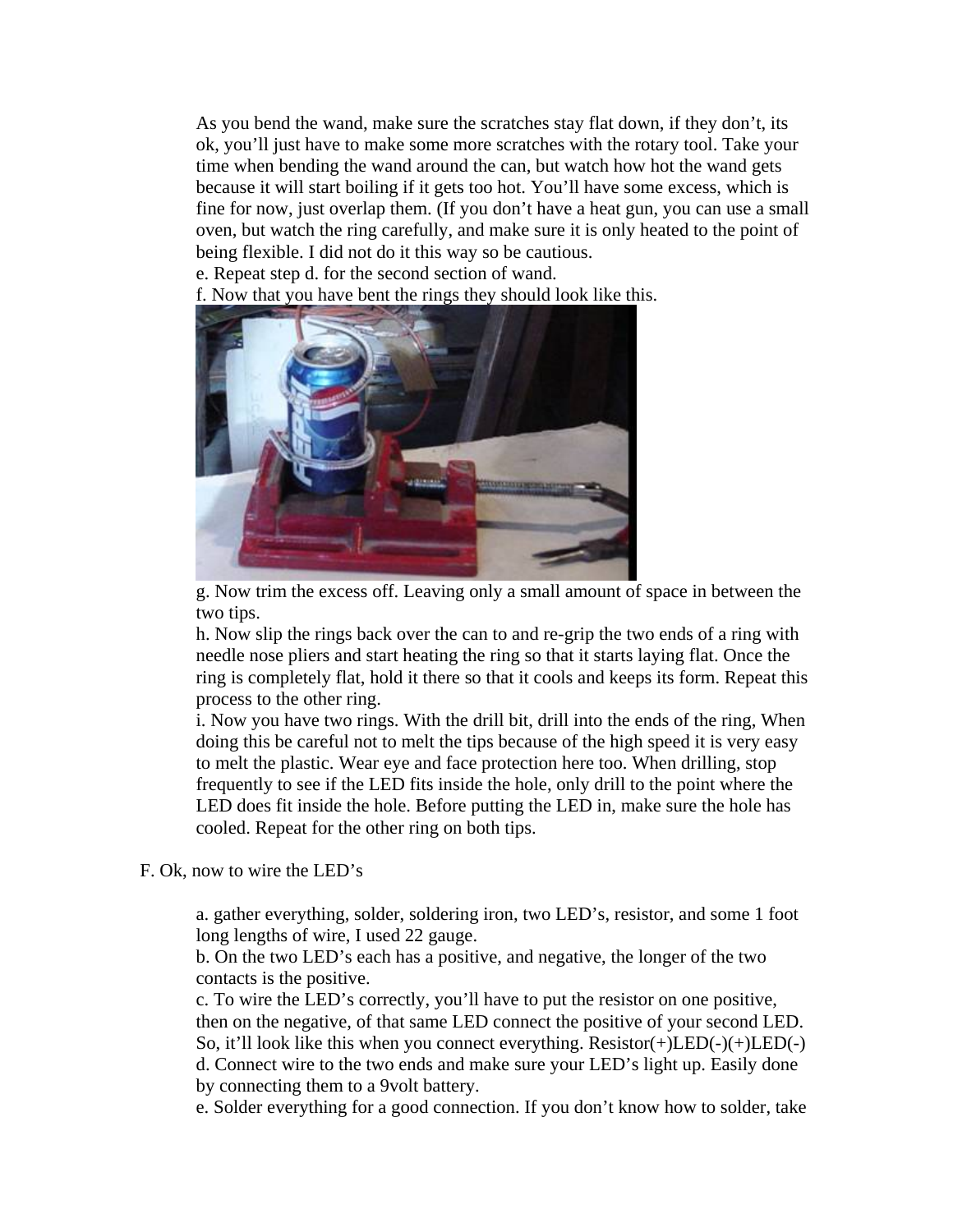As you bend the wand, make sure the scratches stay flat down, if they don't, its ok, you'll just have to make some more scratches with the rotary tool. Take your time when bending the wand around the can, but watch how hot the wand gets because it will start boiling if it gets too hot. You'll have some excess, which is fine for now, just overlap them. (If you don't have a heat gun, you can use a small oven, but watch the ring carefully, and make sure it is only heated to the point of being flexible. I did not do it this way so be cautious.

e. Repeat step d. for the second section of wand.

f. Now that you have bent the rings they should look like this.

g. Now trim the excess off. Leaving only a small amount of space in between the two tips.

h. Now slip the rings back over the can to and re-grip the two ends of a ring with needle nose pliers and start heating the ring so that it starts laying flat. Once the ring is completely flat, hold it there so that it cools and keeps its form. Repeat this process to the other ring.

i. Now you have two rings. With the drill bit, drill into the ends of the ring, When doing this be careful not to melt the tips because of the high speed it is very easy to melt the plastic. Wear eye and face protection here too. When drilling, stop frequently to see if the LED fits inside the hole, only drill to the point where the LED does fit inside the hole. Before putting the LED in, make sure the hole has cooled. Repeat for the other ring on both tips.

F. Ok, now to wire the LED's

a. gather everything, solder, soldering iron, two LED's, resistor, and some 1 foot long lengths of wire, I used 22 gauge.

b. On the two LED's each has a positive, and negative, the longer of the two contacts is the positive.

c. To wire the LED's correctly, you'll have to put the resistor on one positive, then on the negative, of that same LED connect the positive of your second LED. So, it'll look like this when you connect everything. Resistor(+)LED(-)(+)LED(-)

d. Connect wire to the two ends and make sure your LED's light up. Easily done by connecting them to a 9volt battery.

e. Solder everything for a good connection. If you don't know how to solder, take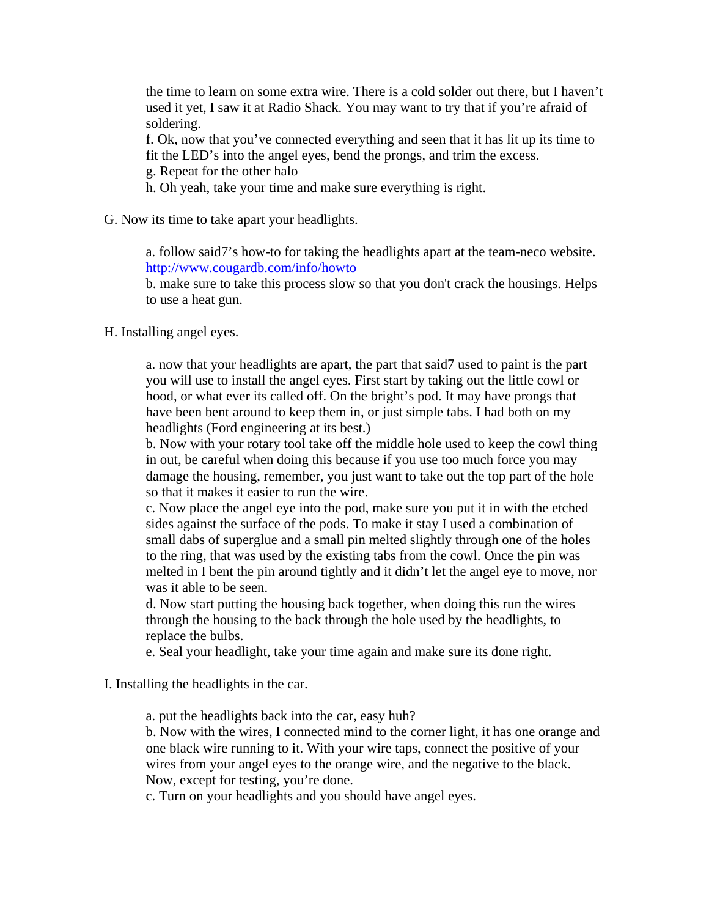the time to learn on some extra wire. There is a cold solder out there, but I haven't used it yet, I saw it at Radio Shack. You may want to try that if you're afraid of soldering.
f. Ok, now that you've connected everything and seen that it has lit up its time to fit the LED's into the angel eyes, bend the prongs, and trim the excess.
g. Repeat for the other halo
h. Oh yeah, take your time and make sure everything is right.

G. Now its time to take apart your headlights.

a. follow said7's how-to for taking the headlights apart at the team-neco website. [http://www.cougardb.com/info/howto](http://www.cougardb.com/info/howto)
b. make sure to take this process slow so that you don't crack the housings. Helps to use a heat gun.

H. Installing angel eyes.

a. now that your headlights are apart, the part that said7 used to paint is the part you will use to install the angel eyes. First start by taking out the little cowl or hood, or what ever its called off. On the bright's pod. It may have prongs that have been bent around to keep them in, or just simple tabs. I had both on my headlights (Ford engineering at its best.)
b. Now with your rotary tool take off the middle hole used to keep the cowl thing in out, be careful when doing this because if you use too much force you may damage the housing, remember, you just want to take out the top part of the hole so that it makes it easier to run the wire.
c. Now place the angel eye into the pod, make sure you put it in with the etched sides against the surface of the pods. To make it stay I used a combination of small dabs of superglue and a small pin melted slightly through one of the holes to the ring, that was used by the existing tabs from the cowl. Once the pin was melted in I bent the pin around tightly and it didn't let the angel eye to move, nor was it able to be seen.
d. Now start putting the housing back together, when doing this run the wires through the housing to the back through the hole used by the headlights, to replace the bulbs.
e. Seal your headlight, take your time again and make sure its done right.

I. Installing the headlights in the car.

a. put the headlights back into the car, easy huh?
b. Now with the wires, I connected mind to the corner light, it has one orange and one black wire running to it. With your wire taps, connect the positive of your wires from your angel eyes to the orange wire, and the negative to the black. Now, except for testing, you're done.
c. Turn on your headlights and you should have angel eyes.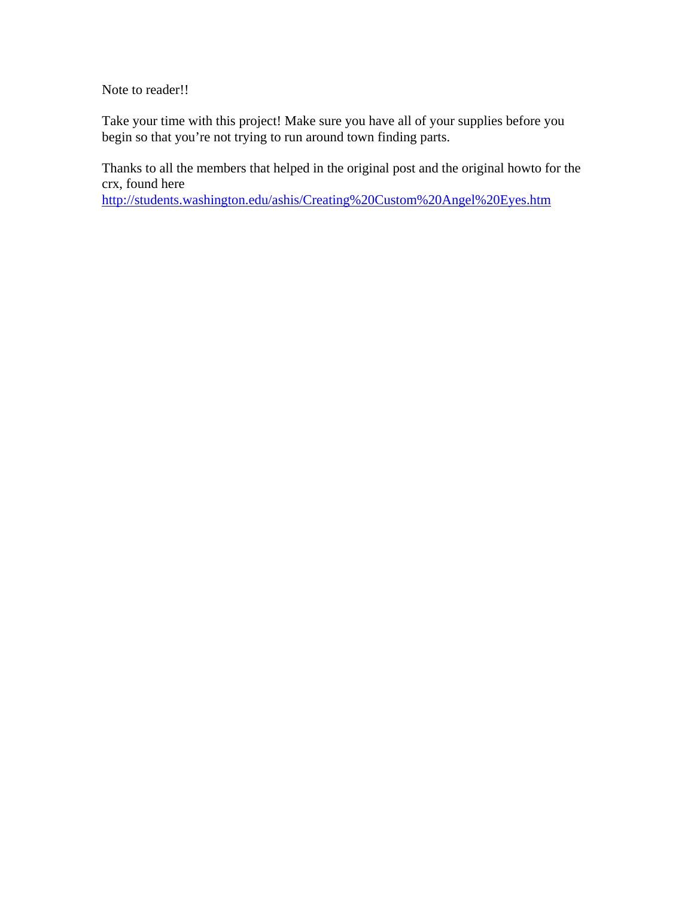Note to reader!!

Take your time with this project! Make sure you have all of your supplies before you begin so that you're not trying to run around town finding parts.

Thanks to all the members that helped in the original post and the original howto for the crx, found here
http://students.washington.edu/ashis/Creating%20Custom%20Angel%20Eyes.htm